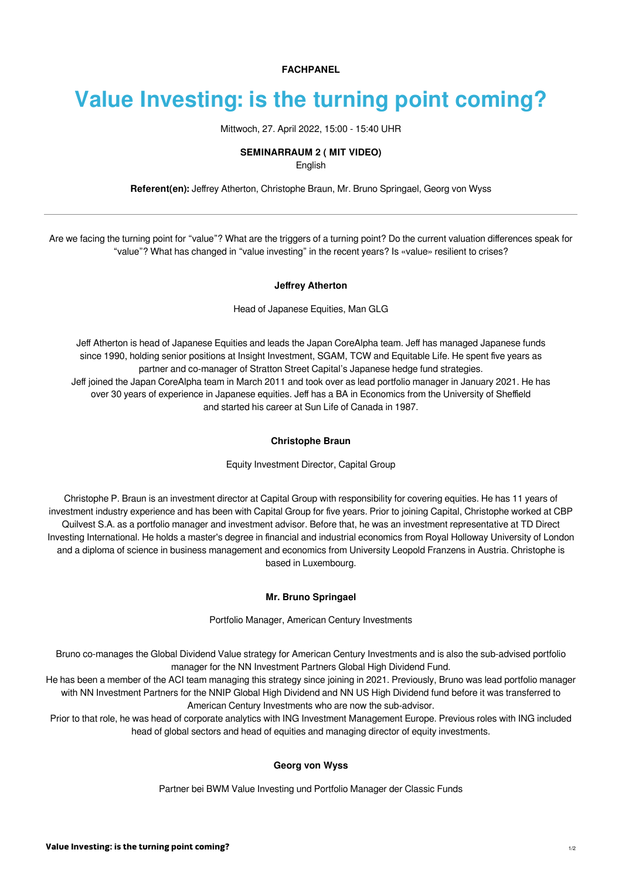**FACHPANEL**

# Value Investing: is the turning point coming?

Mittwoch, 27. April 2022, 15:00 - 15:40 UHR

**SEMINARRAUM 2 ( MIT VIDEO)**

English

**Referent(en):** Jeffrey Atherton, Christophe Braun, Mr. Bruno Springael, Georg von Wyss

---

Are we facing the turning point for "value"? What are the triggers of a turning point? Do the current valuation differences speak for "value"? What has changed in "value investing" in the recent years? Is «value» resilient to crises?

### Jeffrey Atherton

Head of Japanese Equities, Man GLG

Jeff Atherton is head of Japanese Equities and leads the Japan CoreAlpha team. Jeff has managed Japanese funds since 1990, holding senior positions at Insight Investment, SGAM, TCW and Equitable Life. He spent five years as partner and co-manager of Stratton Street Capital's Japanese hedge fund strategies.
Jeff joined the Japan CoreAlpha team in March 2011 and took over as lead portfolio manager in January 2021. He has over 30 years of experience in Japanese equities. Jeff has a BA in Economics from the University of Sheffield and started his career at Sun Life of Canada in 1987.

### Christophe Braun

Equity Investment Director, Capital Group

Christophe P. Braun is an investment director at Capital Group with responsibility for covering equities. He has 11 years of investment industry experience and has been with Capital Group for five years. Prior to joining Capital, Christophe worked at CBP Quilvest S.A. as a portfolio manager and investment advisor. Before that, he was an investment representative at TD Direct Investing International. He holds a master's degree in financial and industrial economics from Royal Holloway University of London and a diploma of science in business management and economics from University Leopold Franzens in Austria. Christophe is based in Luxembourg.

### Mr. Bruno Springael

Portfolio Manager, American Century Investments

Bruno co-manages the Global Dividend Value strategy for American Century Investments and is also the sub-advised portfolio manager for the NN Investment Partners Global High Dividend Fund.
He has been a member of the ACI team managing this strategy since joining in 2021. Previously, Bruno was lead portfolio manager with NN Investment Partners for the NNIP Global High Dividend and NN US High Dividend fund before it was transferred to American Century Investments who are now the sub-advisor.
Prior to that role, he was head of corporate analytics with ING Investment Management Europe. Previous roles with ING included head of global sectors and head of equities and managing director of equity investments.

### Georg von Wyss

Partner bei BWM Value Investing und Portfolio Manager der Classic Funds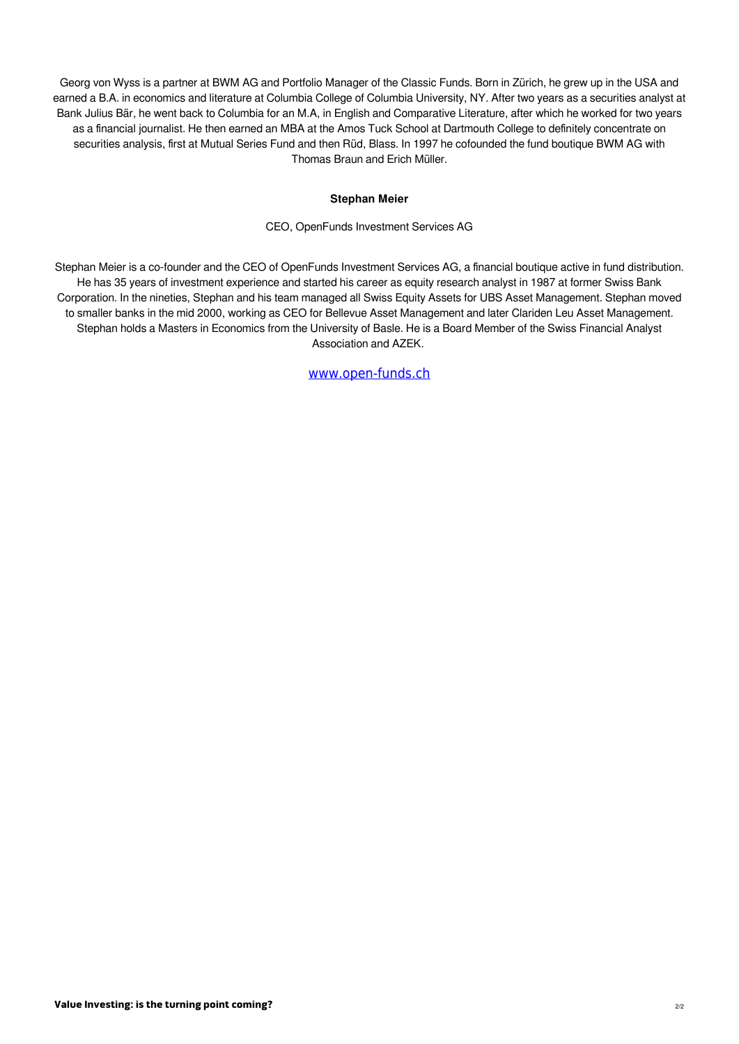Georg von Wyss is a partner at BWM AG and Portfolio Manager of the Classic Funds. Born in Zürich, he grew up in the USA and earned a B.A. in economics and literature at Columbia College of Columbia University, NY. After two years as a securities analyst at Bank Julius Bär, he went back to Columbia for an M.A, in English and Comparative Literature, after which he worked for two years as a financial journalist. He then earned an MBA at the Amos Tuck School at Dartmouth College to definitely concentrate on securities analysis, first at Mutual Series Fund and then Rüd, Blass. In 1997 he cofounded the fund boutique BWM AG with Thomas Braun and Erich Müller.

**Stephan Meier**

CEO, OpenFunds Investment Services AG

Stephan Meier is a co-founder and the CEO of OpenFunds Investment Services AG, a financial boutique active in fund distribution. He has 35 years of investment experience and started his career as equity research analyst in 1987 at former Swiss Bank Corporation. In the nineties, Stephan and his team managed all Swiss Equity Assets for UBS Asset Management. Stephan moved to smaller banks in the mid 2000, working as CEO for Bellevue Asset Management and later Clariden Leu Asset Management. Stephan holds a Masters in Economics from the University of Basle. He is a Board Member of the Swiss Financial Analyst Association and AZEK.

www.open-funds.ch